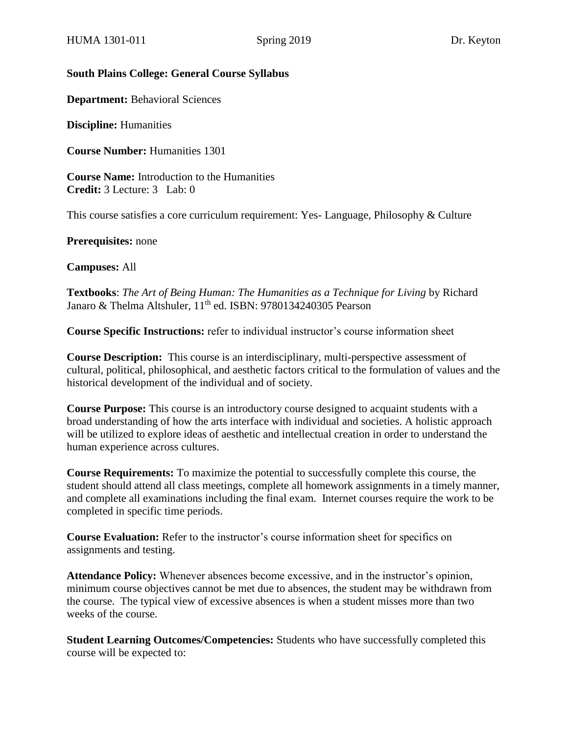HUMA 1301-011 Spring 2019 Dr. Keyton

**South Plains College: General Course Syllabus**

**Department:** Behavioral Sciences

**Discipline:** Humanities

**Course Number:** Humanities 1301

**Course Name:** Introduction to the Humanities
**Credit:** 3 Lecture: 3 Lab: 0

This course satisfies a core curriculum requirement: Yes- Language, Philosophy & Culture

**Prerequisites:** none

**Campuses:** All

**Textbooks**: *The Art of Being Human: The Humanities as a Technique for Living* by Richard Janaro & Thelma Altshuler, 11th ed. ISBN: 9780134240305 Pearson

**Course Specific Instructions:** refer to individual instructor's course information sheet

**Course Description:** This course is an interdisciplinary, multi-perspective assessment of cultural, political, philosophical, and aesthetic factors critical to the formulation of values and the historical development of the individual and of society.

**Course Purpose:** This course is an introductory course designed to acquaint students with a broad understanding of how the arts interface with individual and societies. A holistic approach will be utilized to explore ideas of aesthetic and intellectual creation in order to understand the human experience across cultures.

**Course Requirements:** To maximize the potential to successfully complete this course, the student should attend all class meetings, complete all homework assignments in a timely manner, and complete all examinations including the final exam. Internet courses require the work to be completed in specific time periods.

**Course Evaluation:** Refer to the instructor's course information sheet for specifics on assignments and testing.

**Attendance Policy:** Whenever absences become excessive, and in the instructor's opinion, minimum course objectives cannot be met due to absences, the student may be withdrawn from the course. The typical view of excessive absences is when a student misses more than two weeks of the course.

**Student Learning Outcomes/Competencies:** Students who have successfully completed this course will be expected to: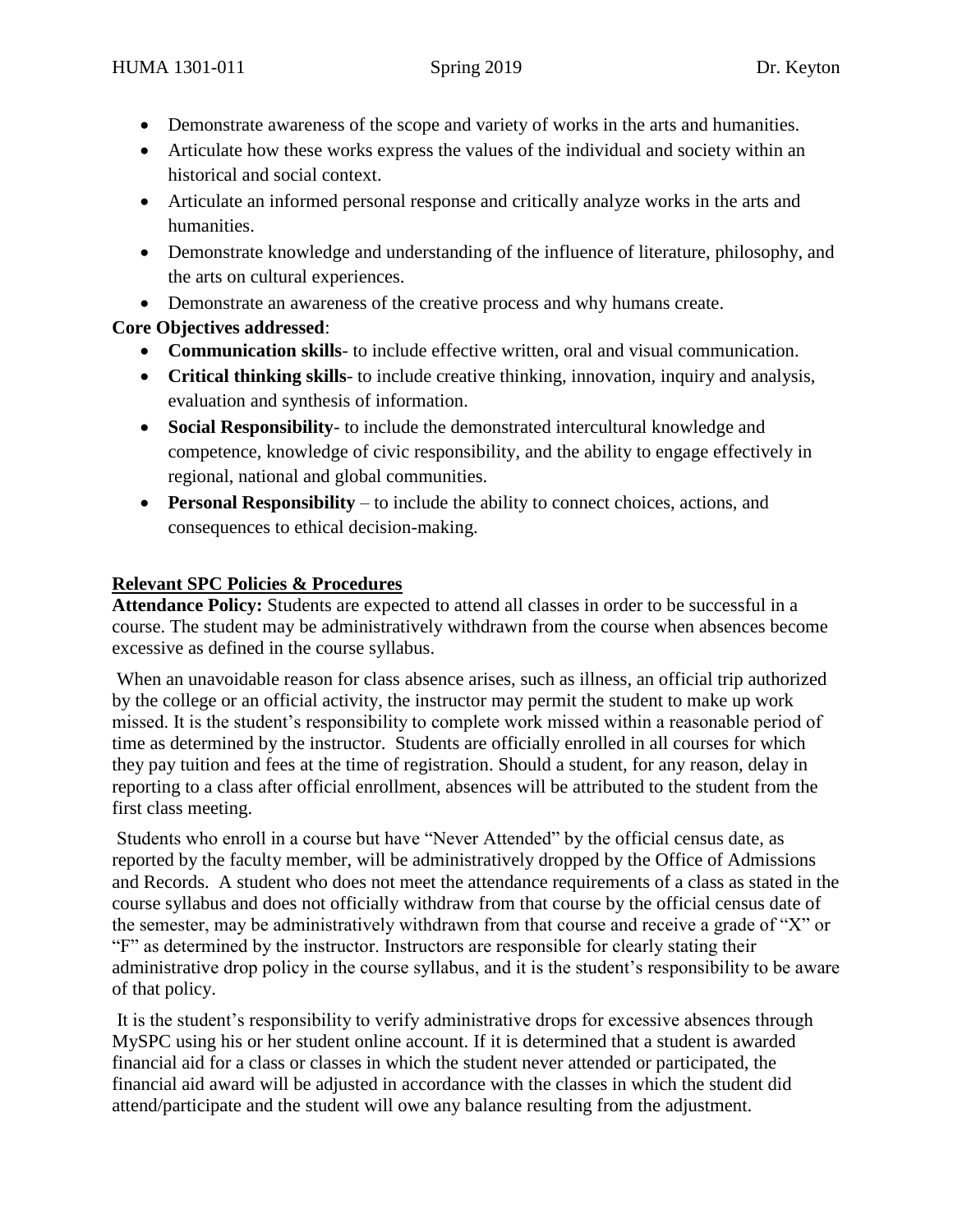- Demonstrate awareness of the scope and variety of works in the arts and humanities.
- Articulate how these works express the values of the individual and society within an historical and social context.
- Articulate an informed personal response and critically analyze works in the arts and humanities.
- Demonstrate knowledge and understanding of the influence of literature, philosophy, and the arts on cultural experiences.
- Demonstrate an awareness of the creative process and why humans create.

**Core Objectives addressed**:

- **Communication skills**- to include effective written, oral and visual communication.
- **Critical thinking skills**- to include creative thinking, innovation, inquiry and analysis, evaluation and synthesis of information.
- **Social Responsibility**- to include the demonstrated intercultural knowledge and competence, knowledge of civic responsibility, and the ability to engage effectively in regional, national and global communities.
- **Personal Responsibility** – to include the ability to connect choices, actions, and consequences to ethical decision-making.

## Relevant SPC Policies & Procedures

**Attendance Policy:** Students are expected to attend all classes in order to be successful in a course. The student may be administratively withdrawn from the course when absences become excessive as defined in the course syllabus.

When an unavoidable reason for class absence arises, such as illness, an official trip authorized by the college or an official activity, the instructor may permit the student to make up work missed. It is the student's responsibility to complete work missed within a reasonable period of time as determined by the instructor. Students are officially enrolled in all courses for which they pay tuition and fees at the time of registration. Should a student, for any reason, delay in reporting to a class after official enrollment, absences will be attributed to the student from the first class meeting.

Students who enroll in a course but have "Never Attended" by the official census date, as reported by the faculty member, will be administratively dropped by the Office of Admissions and Records. A student who does not meet the attendance requirements of a class as stated in the course syllabus and does not officially withdraw from that course by the official census date of the semester, may be administratively withdrawn from that course and receive a grade of "X" or "F" as determined by the instructor. Instructors are responsible for clearly stating their administrative drop policy in the course syllabus, and it is the student's responsibility to be aware of that policy.

It is the student's responsibility to verify administrative drops for excessive absences through MySPC using his or her student online account. If it is determined that a student is awarded financial aid for a class or classes in which the student never attended or participated, the financial aid award will be adjusted in accordance with the classes in which the student did attend/participate and the student will owe any balance resulting from the adjustment.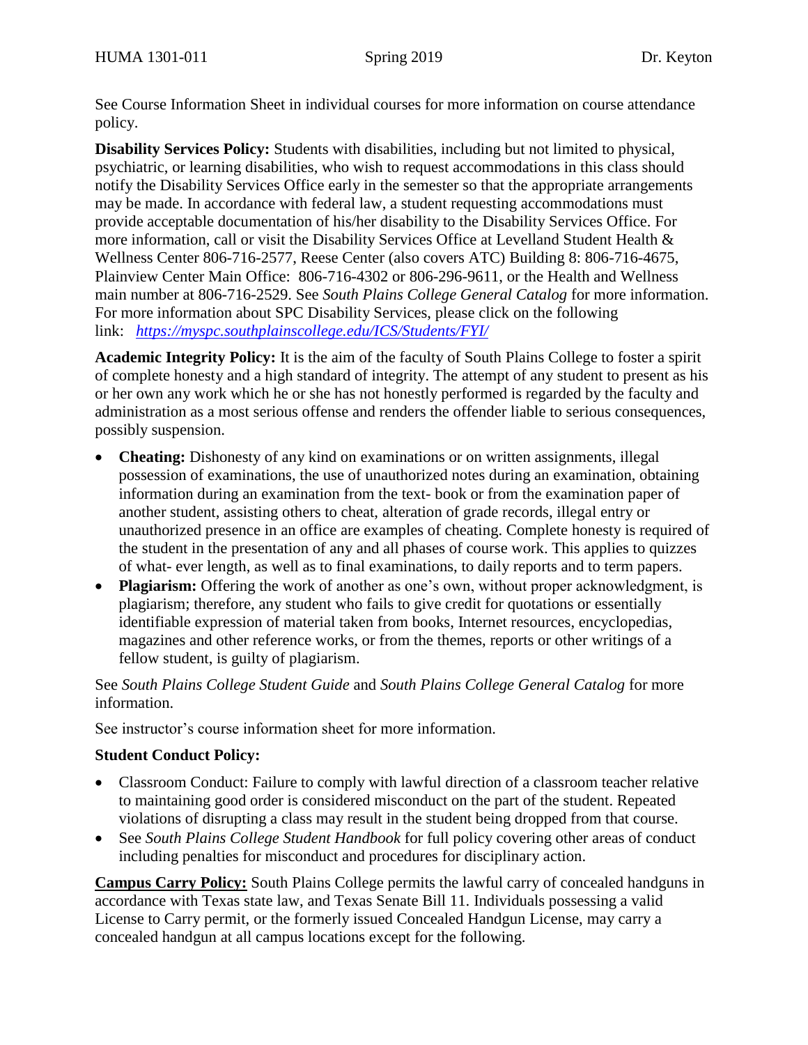See Course Information Sheet in individual courses for more information on course attendance policy.

**Disability Services Policy:** Students with disabilities, including but not limited to physical, psychiatric, or learning disabilities, who wish to request accommodations in this class should notify the Disability Services Office early in the semester so that the appropriate arrangements may be made. In accordance with federal law, a student requesting accommodations must provide acceptable documentation of his/her disability to the Disability Services Office. For more information, call or visit the Disability Services Office at Levelland Student Health & Wellness Center 806-716-2577, Reese Center (also covers ATC) Building 8: 806-716-4675, Plainview Center Main Office: 806-716-4302 or 806-296-9611, or the Health and Wellness main number at 806-716-2529. See *South Plains College General Catalog* for more information. For more information about SPC Disability Services, please click on the following link: *https://myspc.southplainscollege.edu/ICS/Students/FYI/*

**Academic Integrity Policy:** It is the aim of the faculty of South Plains College to foster a spirit of complete honesty and a high standard of integrity. The attempt of any student to present as his or her own any work which he or she has not honestly performed is regarded by the faculty and administration as a most serious offense and renders the offender liable to serious consequences, possibly suspension.

- **Cheating:** Dishonesty of any kind on examinations or on written assignments, illegal possession of examinations, the use of unauthorized notes during an examination, obtaining information during an examination from the text- book or from the examination paper of another student, assisting others to cheat, alteration of grade records, illegal entry or unauthorized presence in an office are examples of cheating. Complete honesty is required of the student in the presentation of any and all phases of course work. This applies to quizzes of what- ever length, as well as to final examinations, to daily reports and to term papers.
- **Plagiarism:** Offering the work of another as one's own, without proper acknowledgment, is plagiarism; therefore, any student who fails to give credit for quotations or essentially identifiable expression of material taken from books, Internet resources, encyclopedias, magazines and other reference works, or from the themes, reports or other writings of a fellow student, is guilty of plagiarism.

See *South Plains College Student Guide* and *South Plains College General Catalog* for more information.

See instructor's course information sheet for more information.

**Student Conduct Policy:**

- Classroom Conduct: Failure to comply with lawful direction of a classroom teacher relative to maintaining good order is considered misconduct on the part of the student. Repeated violations of disrupting a class may result in the student being dropped from that course.
- See *South Plains College Student Handbook* for full policy covering other areas of conduct including penalties for misconduct and procedures for disciplinary action.

**Campus Carry Policy:** South Plains College permits the lawful carry of concealed handguns in accordance with Texas state law, and Texas Senate Bill 11. Individuals possessing a valid License to Carry permit, or the formerly issued Concealed Handgun License, may carry a concealed handgun at all campus locations except for the following.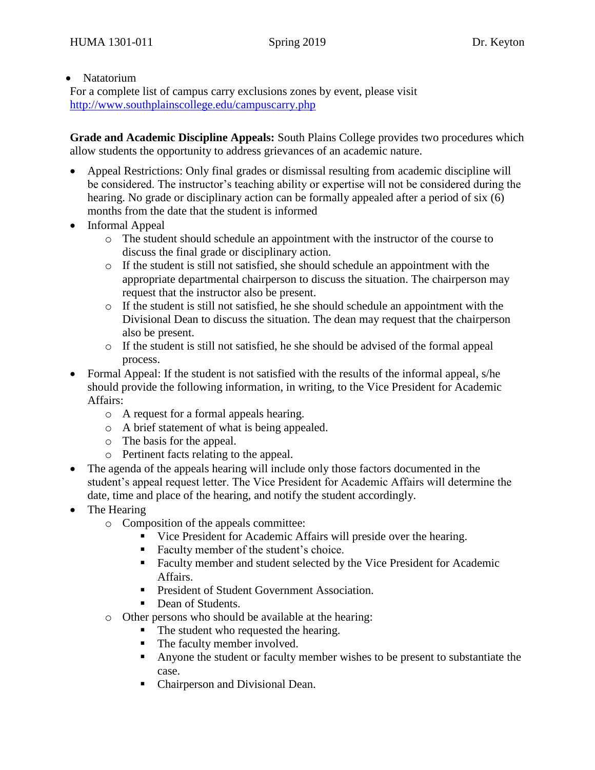- Natatorium

For a complete list of campus carry exclusions zones by event, please visit http://www.southplainscollege.edu/campuscarry.php

**Grade and Academic Discipline Appeals:** South Plains College provides two procedures which allow students the opportunity to address grievances of an academic nature.

- Appeal Restrictions: Only final grades or dismissal resulting from academic discipline will be considered. The instructor's teaching ability or expertise will not be considered during the hearing. No grade or disciplinary action can be formally appealed after a period of six (6) months from the date that the student is informed
- Informal Appeal
  - The student should schedule an appointment with the instructor of the course to discuss the final grade or disciplinary action.
  - If the student is still not satisfied, she should schedule an appointment with the appropriate departmental chairperson to discuss the situation. The chairperson may request that the instructor also be present.
  - If the student is still not satisfied, he she should schedule an appointment with the Divisional Dean to discuss the situation. The dean may request that the chairperson also be present.
  - If the student is still not satisfied, he she should be advised of the formal appeal process.
- Formal Appeal: If the student is not satisfied with the results of the informal appeal, s/he should provide the following information, in writing, to the Vice President for Academic Affairs:
  - A request for a formal appeals hearing.
  - A brief statement of what is being appealed.
  - The basis for the appeal.
  - Pertinent facts relating to the appeal.
- The agenda of the appeals hearing will include only those factors documented in the student's appeal request letter. The Vice President for Academic Affairs will determine the date, time and place of the hearing, and notify the student accordingly.
- The Hearing
  - Composition of the appeals committee:
    - Vice President for Academic Affairs will preside over the hearing.
    - Faculty member of the student's choice.
    - Faculty member and student selected by the Vice President for Academic Affairs.
    - President of Student Government Association.
    - Dean of Students.
  - Other persons who should be available at the hearing:
    - The student who requested the hearing.
    - The faculty member involved.
    - Anyone the student or faculty member wishes to be present to substantiate the case.
    - Chairperson and Divisional Dean.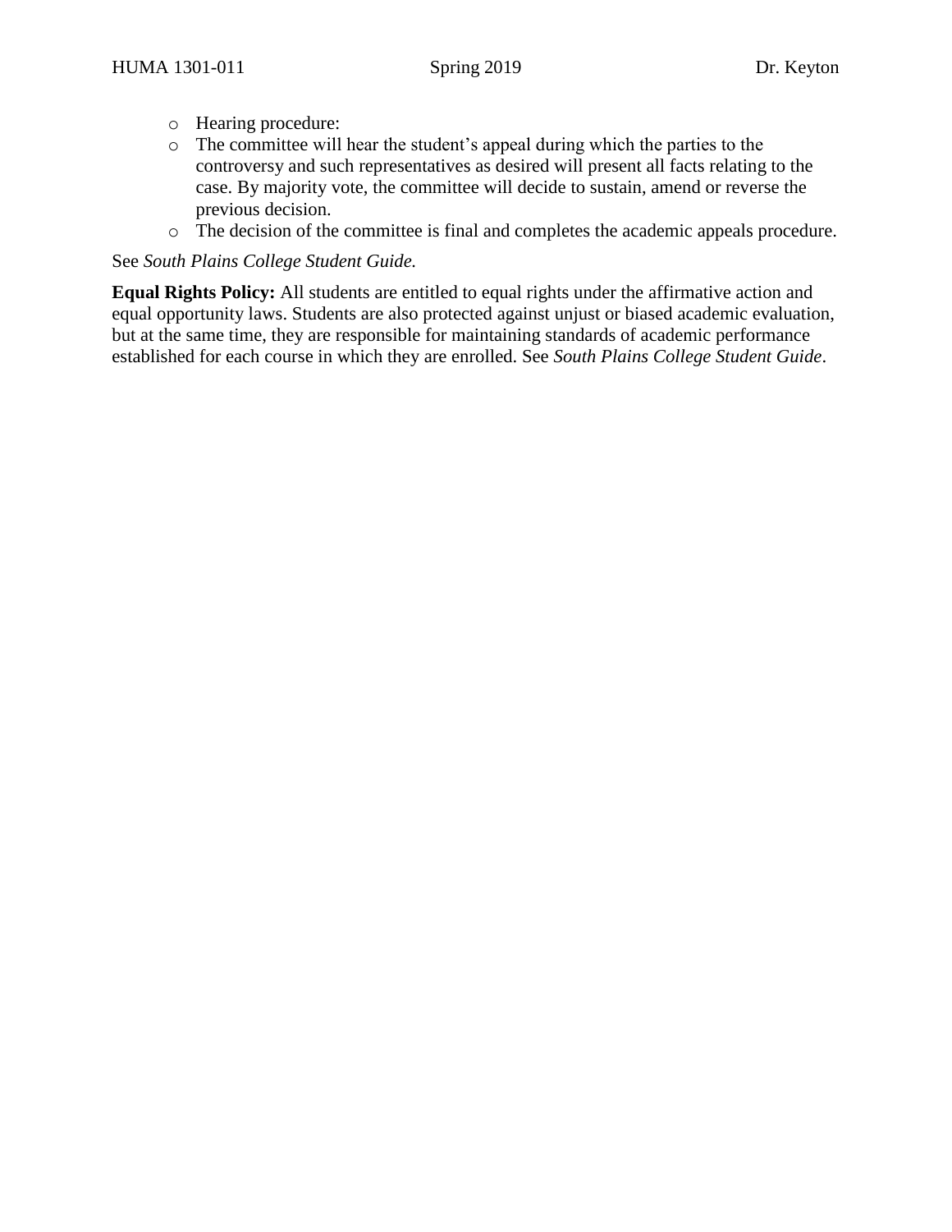- Hearing procedure:
- The committee will hear the student's appeal during which the parties to the controversy and such representatives as desired will present all facts relating to the case. By majority vote, the committee will decide to sustain, amend or reverse the previous decision.
- The decision of the committee is final and completes the academic appeals procedure.

See *South Plains College Student Guide.*

**Equal Rights Policy:** All students are entitled to equal rights under the affirmative action and equal opportunity laws. Students are also protected against unjust or biased academic evaluation, but at the same time, they are responsible for maintaining standards of academic performance established for each course in which they are enrolled. See *South Plains College Student Guide*.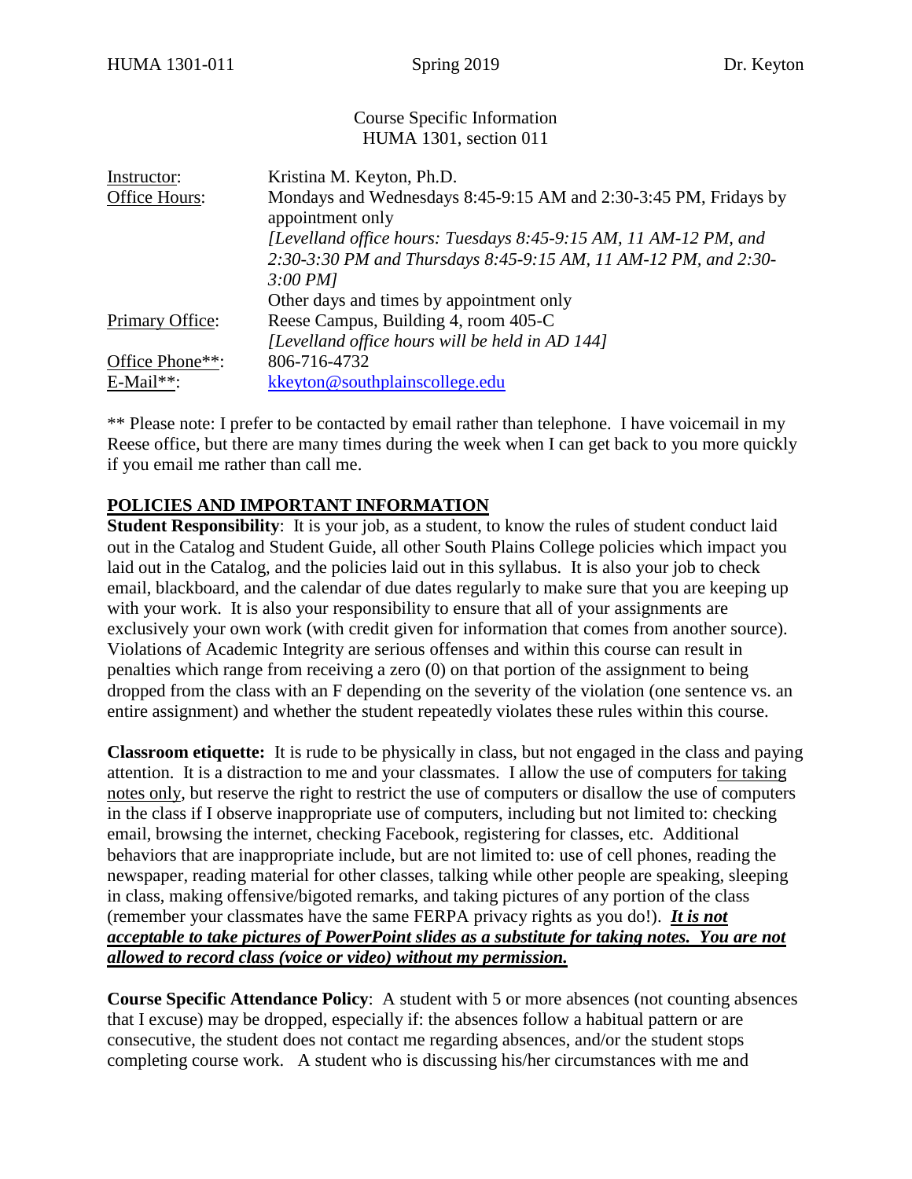Course Specific Information
HUMA 1301, section 011

| | |
|---|---|
| Instructor: | Kristina M. Keyton, Ph.D. |
| Office Hours: | Mondays and Wednesdays 8:45-9:15 AM and 2:30-3:45 PM, Fridays by appointment only<br>*[Levelland office hours: Tuesdays 8:45-9:15 AM, 11 AM-12 PM, and 2:30-3:30 PM and Thursdays 8:45-9:15 AM, 11 AM-12 PM, and 2:30-3:00 PM]*<br>Other days and times by appointment only |
| Primary Office: | Reese Campus, Building 4, room 405-C<br>*[Levelland office hours will be held in AD 144]* |
| Office Phone**: | 806-716-4732 |
| E-Mail**: | kkeyton@southplainscollege.edu |

** Please note: I prefer to be contacted by email rather than telephone. I have voicemail in my Reese office, but there are many times during the week when I can get back to you more quickly if you email me rather than call me.

## POLICIES AND IMPORTANT INFORMATION

**Student Responsibility**: It is your job, as a student, to know the rules of student conduct laid out in the Catalog and Student Guide, all other South Plains College policies which impact you laid out in the Catalog, and the policies laid out in this syllabus. It is also your job to check email, blackboard, and the calendar of due dates regularly to make sure that you are keeping up with your work. It is also your responsibility to ensure that all of your assignments are exclusively your own work (with credit given for information that comes from another source). Violations of Academic Integrity are serious offenses and within this course can result in penalties which range from receiving a zero (0) on that portion of the assignment to being dropped from the class with an F depending on the severity of the violation (one sentence vs. an entire assignment) and whether the student repeatedly violates these rules within this course.

**Classroom etiquette:** It is rude to be physically in class, but not engaged in the class and paying attention. It is a distraction to me and your classmates. I allow the use of computers for taking notes only, but reserve the right to restrict the use of computers or disallow the use of computers in the class if I observe inappropriate use of computers, including but not limited to: checking email, browsing the internet, checking Facebook, registering for classes, etc. Additional behaviors that are inappropriate include, but are not limited to: use of cell phones, reading the newspaper, reading material for other classes, talking while other people are speaking, sleeping in class, making offensive/bigoted remarks, and taking pictures of any portion of the class (remember your classmates have the same FERPA privacy rights as you do!). ***It is not acceptable to take pictures of PowerPoint slides as a substitute for taking notes. You are not allowed to record class (voice or video) without my permission.***

**Course Specific Attendance Policy**: A student with 5 or more absences (not counting absences that I excuse) may be dropped, especially if: the absences follow a habitual pattern or are consecutive, the student does not contact me regarding absences, and/or the student stops completing course work. A student who is discussing his/her circumstances with me and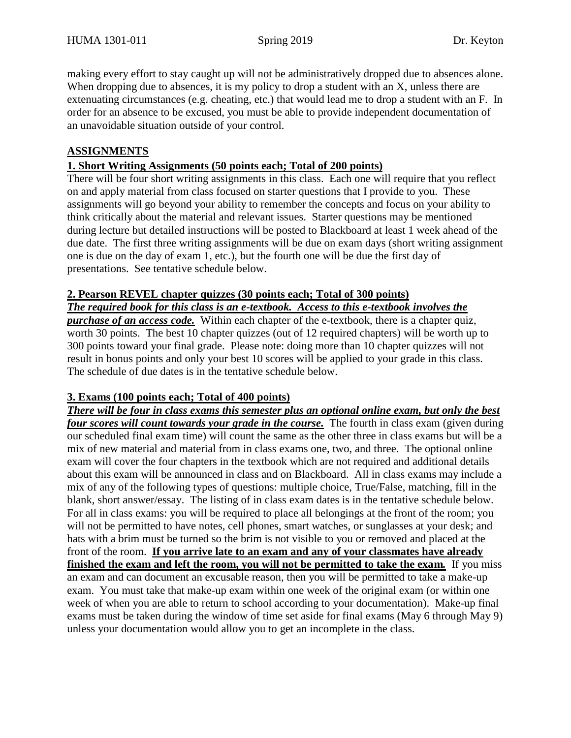making every effort to stay caught up will not be administratively dropped due to absences alone. When dropping due to absences, it is my policy to drop a student with an X, unless there are extenuating circumstances (e.g. cheating, etc.) that would lead me to drop a student with an F. In order for an absence to be excused, you must be able to provide independent documentation of an unavoidable situation outside of your control.

## ASSIGNMENTS

### 1. Short Writing Assignments (50 points each; Total of 200 points)

There will be four short writing assignments in this class. Each one will require that you reflect on and apply material from class focused on starter questions that I provide to you. These assignments will go beyond your ability to remember the concepts and focus on your ability to think critically about the material and relevant issues. Starter questions may be mentioned during lecture but detailed instructions will be posted to Blackboard at least 1 week ahead of the due date. The first three writing assignments will be due on exam days (short writing assignment one is due on the day of exam 1, etc.), but the fourth one will be due the first day of presentations. See tentative schedule below.

### 2. Pearson REVEL chapter quizzes (30 points each; Total of 300 points)

***The required book for this class is an e-textbook. Access to this e-textbook involves the purchase of an access code.*** Within each chapter of the e-textbook, there is a chapter quiz, worth 30 points. The best 10 chapter quizzes (out of 12 required chapters) will be worth up to 300 points toward your final grade. Please note: doing more than 10 chapter quizzes will not result in bonus points and only your best 10 scores will be applied to your grade in this class. The schedule of due dates is in the tentative schedule below.

### 3. Exams (100 points each; Total of 400 points)

***There will be four in class exams this semester plus an optional online exam, but only the best four scores will count towards your grade in the course.*** The fourth in class exam (given during our scheduled final exam time) will count the same as the other three in class exams but will be a mix of new material and material from in class exams one, two, and three. The optional online exam will cover the four chapters in the textbook which are not required and additional details about this exam will be announced in class and on Blackboard. All in class exams may include a mix of any of the following types of questions: multiple choice, True/False, matching, fill in the blank, short answer/essay. The listing of in class exam dates is in the tentative schedule below. For all in class exams: you will be required to place all belongings at the front of the room; you will not be permitted to have notes, cell phones, smart watches, or sunglasses at your desk; and hats with a brim must be turned so the brim is not visible to you or removed and placed at the front of the room. **If you arrive late to an exam and any of your classmates have already finished the exam and left the room, you will not be permitted to take the exam.** If you miss an exam and can document an excusable reason, then you will be permitted to take a make-up exam. You must take that make-up exam within one week of the original exam (or within one week of when you are able to return to school according to your documentation). Make-up final exams must be taken during the window of time set aside for final exams (May 6 through May 9) unless your documentation would allow you to get an incomplete in the class.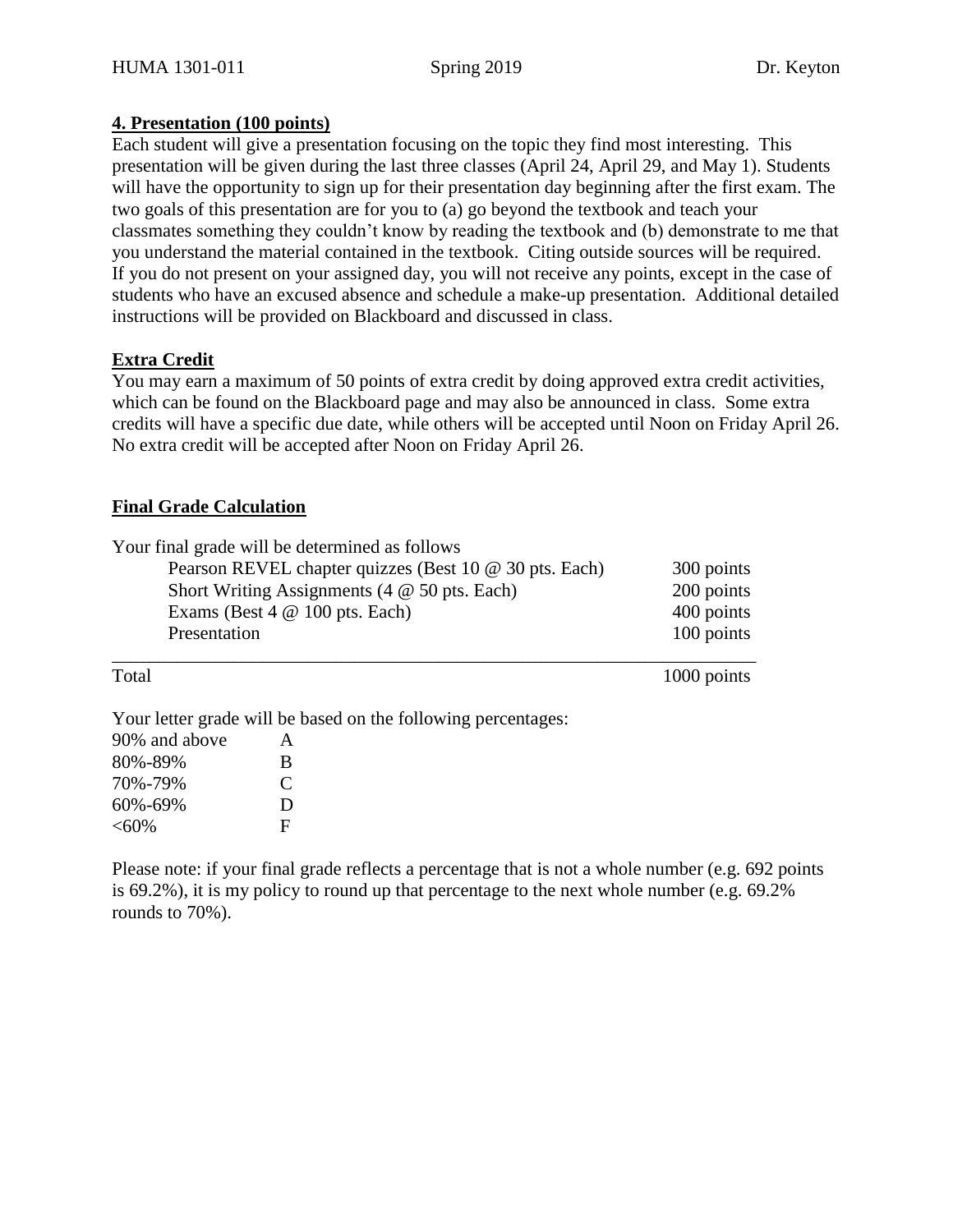**4. Presentation (100 points)**

Each student will give a presentation focusing on the topic they find most interesting. This presentation will be given during the last three classes (April 24, April 29, and May 1). Students will have the opportunity to sign up for their presentation day beginning after the first exam. The two goals of this presentation are for you to (a) go beyond the textbook and teach your classmates something they couldn't know by reading the textbook and (b) demonstrate to me that you understand the material contained in the textbook. Citing outside sources will be required. If you do not present on your assigned day, you will not receive any points, except in the case of students who have an excused absence and schedule a make-up presentation. Additional detailed instructions will be provided on Blackboard and discussed in class.

**Extra Credit**

You may earn a maximum of 50 points of extra credit by doing approved extra credit activities, which can be found on the Blackboard page and may also be announced in class. Some extra credits will have a specific due date, while others will be accepted until Noon on Friday April 26. No extra credit will be accepted after Noon on Friday April 26.

**Final Grade Calculation**

Your final grade will be determined as follows

| Component | Points |
|---|---|
| Pearson REVEL chapter quizzes (Best 10 @ 30 pts. Each) | 300 points |
| Short Writing Assignments (4 @ 50 pts. Each) | 200 points |
| Exams (Best 4 @ 100 pts. Each) | 400 points |
| Presentation | 100 points |
| Total | 1000 points |

Your letter grade will be based on the following percentages:

| Percentage | Grade |
|---|---|
| 90% and above | A |
| 80%-89% | B |
| 70%-79% | C |
| 60%-69% | D |
| <60% | F |

Please note: if your final grade reflects a percentage that is not a whole number (e.g. 692 points is 69.2%), it is my policy to round up that percentage to the next whole number (e.g. 69.2% rounds to 70%).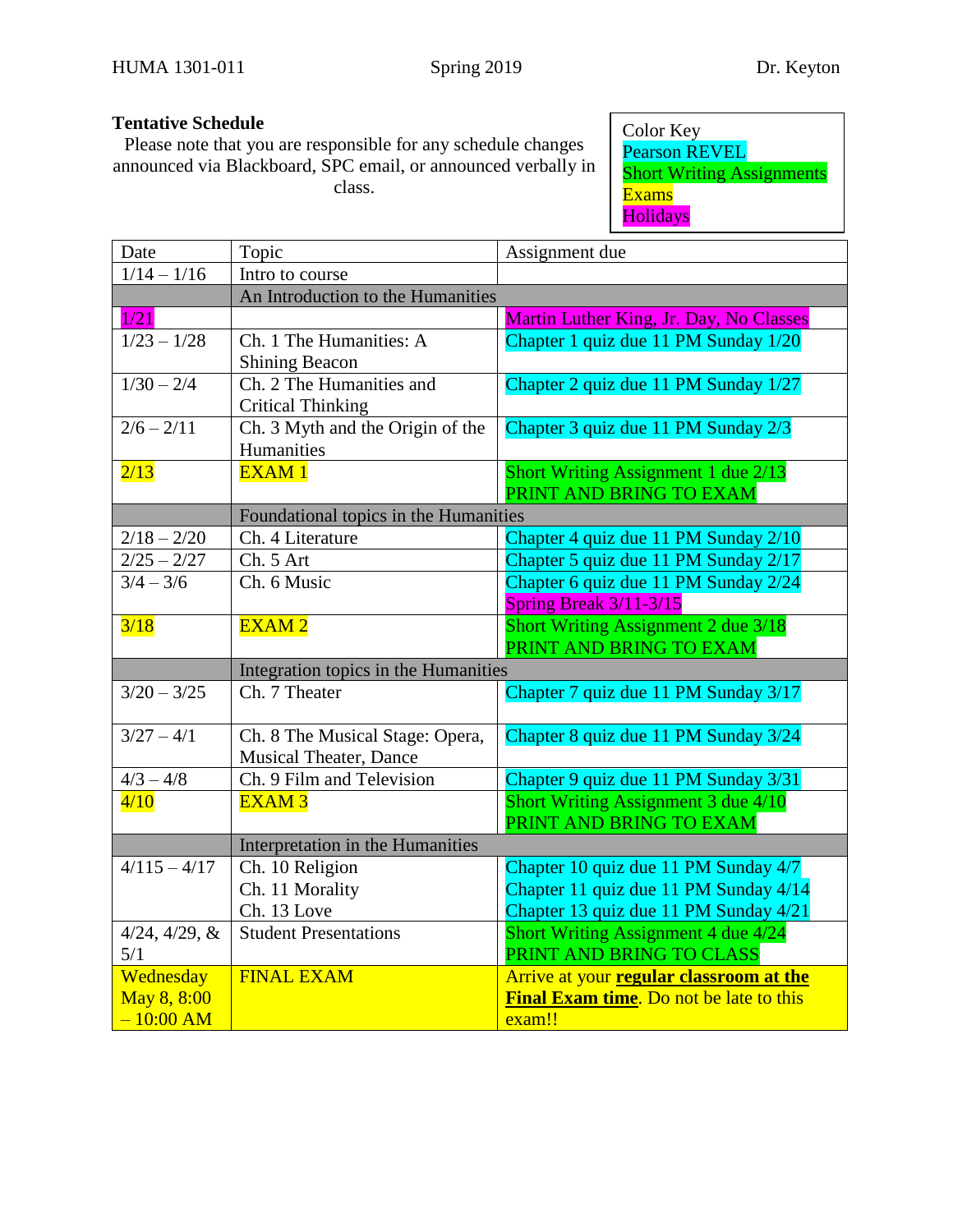HUMA 1301-011 Spring 2019 Dr. Keyton

**Tentative Schedule**

Please note that you are responsible for any schedule changes announced via Blackboard, SPC email, or announced verbally in class.

Color Key
Pearson REVEL
Short Writing Assignments
Exams
Holidays

| Date | Topic | Assignment due |
|---|---|---|
| 1/14 – 1/16 | Intro to course | |
| | An Introduction to the Humanities | |
| 1/21 | | Martin Luther King, Jr. Day, No Classes |
| 1/23 – 1/28 | Ch. 1 The Humanities: A Shining Beacon | Chapter 1 quiz due 11 PM Sunday 1/20 |
| 1/30 – 2/4 | Ch. 2 The Humanities and Critical Thinking | Chapter 2 quiz due 11 PM Sunday 1/27 |
| 2/6 – 2/11 | Ch. 3 Myth and the Origin of the Humanities | Chapter 3 quiz due 11 PM Sunday 2/3 |
| 2/13 | EXAM 1 | Short Writing Assignment 1 due 2/13 PRINT AND BRING TO EXAM |
| | Foundational topics in the Humanities | |
| 2/18 – 2/20 | Ch. 4 Literature | Chapter 4 quiz due 11 PM Sunday 2/10 |
| 2/25 – 2/27 | Ch. 5 Art | Chapter 5 quiz due 11 PM Sunday 2/17 |
| 3/4 – 3/6 | Ch. 6 Music | Chapter 6 quiz due 11 PM Sunday 2/24<br>Spring Break 3/11-3/15 |
| 3/18 | EXAM 2 | Short Writing Assignment 2 due 3/18 PRINT AND BRING TO EXAM |
| | Integration topics in the Humanities | |
| 3/20 – 3/25 | Ch. 7 Theater | Chapter 7 quiz due 11 PM Sunday 3/17 |
| 3/27 – 4/1 | Ch. 8 The Musical Stage: Opera, Musical Theater, Dance | Chapter 8 quiz due 11 PM Sunday 3/24 |
| 4/3 – 4/8 | Ch. 9 Film and Television | Chapter 9 quiz due 11 PM Sunday 3/31 |
| 4/10 | EXAM 3 | Short Writing Assignment 3 due 4/10 PRINT AND BRING TO EXAM |
| | Interpretation in the Humanities | |
| 4/115 – 4/17 | Ch. 10 Religion<br>Ch. 11 Morality<br>Ch. 13 Love | Chapter 10 quiz due 11 PM Sunday 4/7<br>Chapter 11 quiz due 11 PM Sunday 4/14<br>Chapter 13 quiz due 11 PM Sunday 4/21 |
| 4/24, 4/29, & 5/1 | Student Presentations | Short Writing Assignment 4 due 4/24 PRINT AND BRING TO CLASS |
| Wednesday May 8, 8:00 – 10:00 AM | FINAL EXAM | Arrive at your **regular classroom at the Final Exam time**. Do not be late to this exam!! |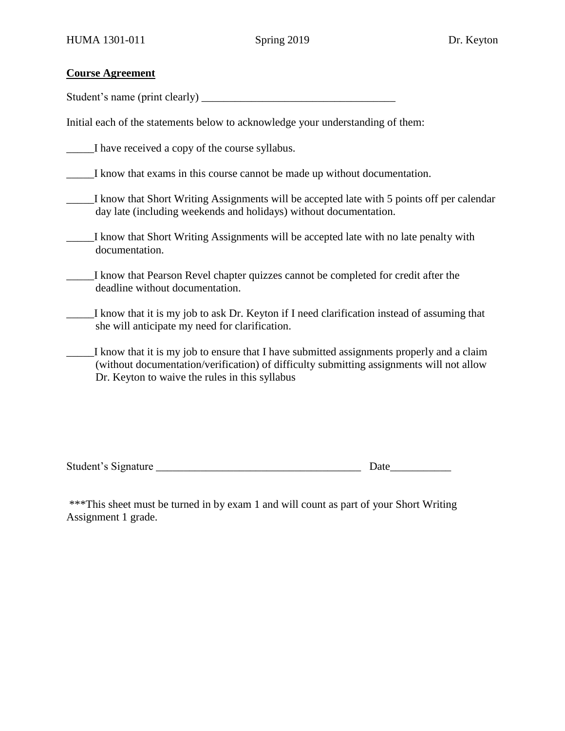**Course Agreement**

Student's name (print clearly) ___________________________________

Initial each of the statements below to acknowledge your understanding of them:

_____I have received a copy of the course syllabus.

_____I know that exams in this course cannot be made up without documentation.

_____I know that Short Writing Assignments will be accepted late with 5 points off per calendar day late (including weekends and holidays) without documentation.

_____I know that Short Writing Assignments will be accepted late with no late penalty with documentation.

_____I know that Pearson Revel chapter quizzes cannot be completed for credit after the deadline without documentation.

_____I know that it is my job to ask Dr. Keyton if I need clarification instead of assuming that she will anticipate my need for clarification.

_____I know that it is my job to ensure that I have submitted assignments properly and a claim (without documentation/verification) of difficulty submitting assignments will not allow Dr. Keyton to waive the rules in this syllabus

Student's Signature _____________________________________ Date___________

***This sheet must be turned in by exam 1 and will count as part of your Short Writing Assignment 1 grade.